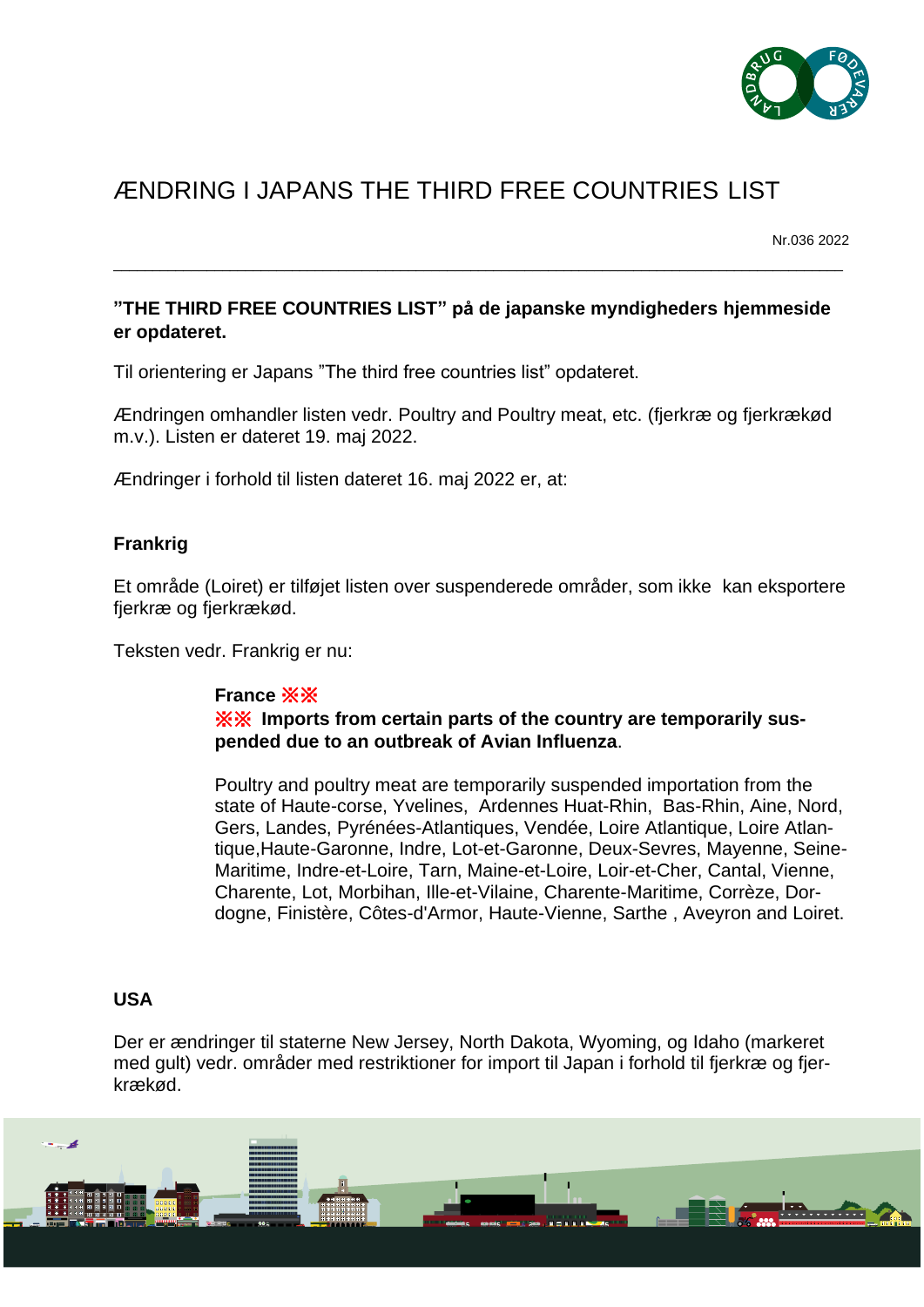# ÆNDRING I JAPANS THE THIRD FREE COUNTRIES LIST

Nr.036 2022

---

**"THE THIRD FREE COUNTRIES LIST" på de japanske myndigheders hjemmeside er opdateret.**

Til orientering er Japans "The third free countries list" opdateret.

Ændringen omhandler listen vedr. Poultry and Poultry meat, etc. (fjerkræ og fjerkrækød m.v.). Listen er dateret 19. maj 2022.

Ændringer i forhold til listen dateret 16. maj 2022 er, at:

## Frankrig

Et område (Loiret) er tilføjet listen over suspenderede områder, som ikke kan eksportere fjerkræ og fjerkrækød.

Teksten vedr. Frankrig er nu:

> **France ※※**
> **※※ Imports from certain parts of the country are temporarily suspended due to an outbreak of Avian Influenza**.
>
> Poultry and poultry meat are temporarily suspended importation from the state of Haute-corse, Yvelines, Ardennes Huat-Rhin, Bas-Rhin, Aine, Nord, Gers, Landes, Pyrénées-Atlantiques, Vendée, Loire Atlantique, Loire Atlantique,Haute-Garonne, Indre, Lot-et-Garonne, Deux-Sevres, Mayenne, Seine-Maritime, Indre-et-Loire, Tarn, Maine-et-Loire, Loir-et-Cher, Cantal, Vienne, Charente, Lot, Morbihan, Ille-et-Vilaine, Charente-Maritime, Corrèze, Dordogne, Finistère, Côtes-d'Armor, Haute-Vienne, Sarthe , Aveyron and Loiret.

## USA

Der er ændringer til staterne New Jersey, North Dakota, Wyoming, og Idaho (markeret med gult) vedr. områder med restriktioner for import til Japan i forhold til fjerkræ og fjerkrækød.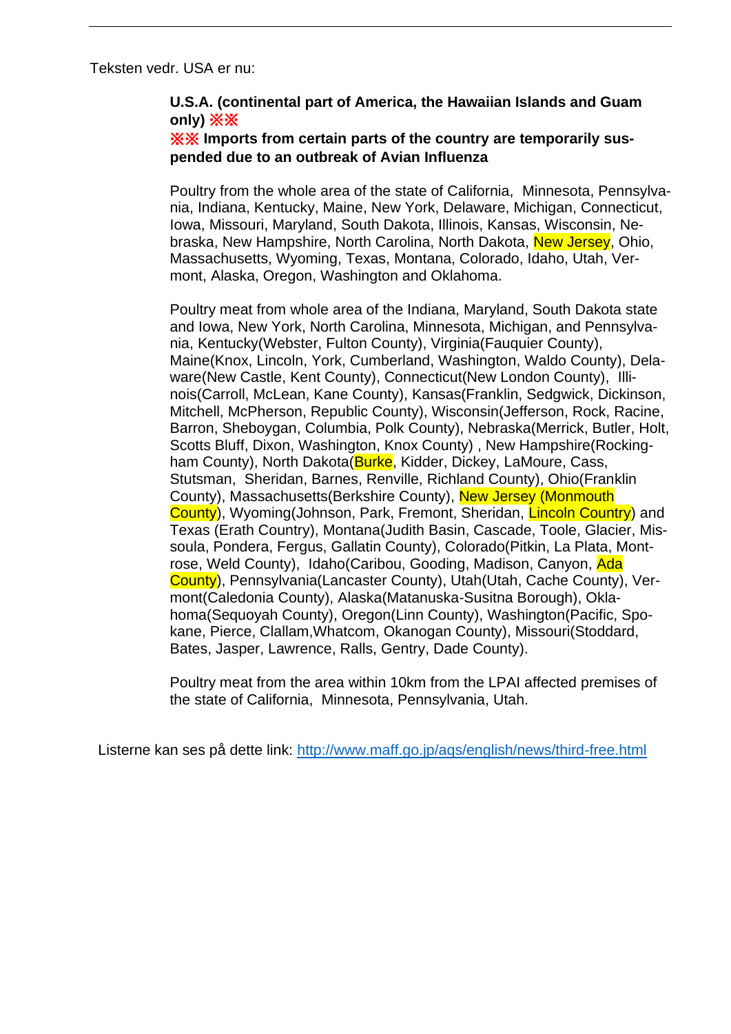Teksten vedr. USA er nu:

**U.S.A. (continental part of America, the Hawaiian Islands and Guam only) ※※**
**※※ Imports from certain parts of the country are temporarily suspended due to an outbreak of Avian Influenza**

Poultry from the whole area of the state of California, Minnesota, Pennsylvania, Indiana, Kentucky, Maine, New York, Delaware, Michigan, Connecticut, Iowa, Missouri, Maryland, South Dakota, Illinois, Kansas, Wisconsin, Nebraska, New Hampshire, North Carolina, North Dakota, New Jersey, Ohio, Massachusetts, Wyoming, Texas, Montana, Colorado, Idaho, Utah, Vermont, Alaska, Oregon, Washington and Oklahoma.

Poultry meat from whole area of the Indiana, Maryland, South Dakota state and Iowa, New York, North Carolina, Minnesota, Michigan, and Pennsylvania, Kentucky(Webster, Fulton County), Virginia(Fauquier County), Maine(Knox, Lincoln, York, Cumberland, Washington, Waldo County), Delaware(New Castle, Kent County), Connecticut(New London County), Illinois(Carroll, McLean, Kane County), Kansas(Franklin, Sedgwick, Dickinson, Mitchell, McPherson, Republic County), Wisconsin(Jefferson, Rock, Racine, Barron, Sheboygan, Columbia, Polk County), Nebraska(Merrick, Butler, Holt, Scotts Bluff, Dixon, Washington, Knox County) , New Hampshire(Rockingham County), North Dakota(Burke, Kidder, Dickey, LaMoure, Cass, Stutsman, Sheridan, Barnes, Renville, Richland County), Ohio(Franklin County), Massachusetts(Berkshire County), New Jersey (Monmouth County), Wyoming(Johnson, Park, Fremont, Sheridan, Lincoln Country) and Texas (Erath Country), Montana(Judith Basin, Cascade, Toole, Glacier, Missoula, Pondera, Fergus, Gallatin County), Colorado(Pitkin, La Plata, Montrose, Weld County), Idaho(Caribou, Gooding, Madison, Canyon, Ada County), Pennsylvania(Lancaster County), Utah(Utah, Cache County), Vermont(Caledonia County), Alaska(Matanuska-Susitna Borough), Oklahoma(Sequoyah County), Oregon(Linn County), Washington(Pacific, Spokane, Pierce, Clallam,Whatcom, Okanogan County), Missouri(Stoddard, Bates, Jasper, Lawrence, Ralls, Gentry, Dade County).

Poultry meat from the area within 10km from the LPAI affected premises of the state of California, Minnesota, Pennsylvania, Utah.

Listerne kan ses på dette link: http://www.maff.go.jp/aqs/english/news/third-free.html